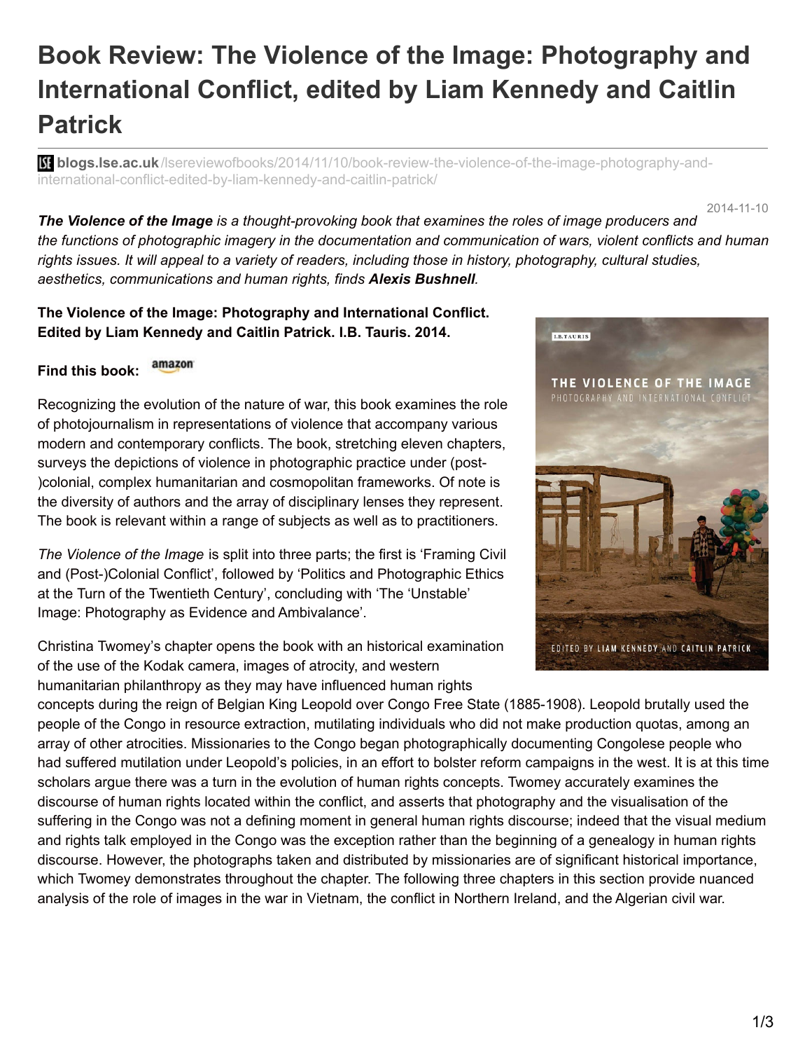# Book Review: The Violence of the Image: Photography and International Conflict, edited by Liam Kennedy and Caitlin Patrick

**blogs.lse.ac.uk**/lsereviewofbooks/2014/11/10/book-review-the-violence-of-the-image-photography-and-international-conflict-edited-by-liam-kennedy-and-caitlin-patrick/

2014-11-10

***The Violence of the Image*** *is a thought-provoking book that examines the roles of image producers and the functions of photographic imagery in the documentation and communication of wars, violent conflicts and human rights issues. It will appeal to a variety of readers, including those in history, photography, cultural studies, aesthetics, communications and human rights, finds* ***Alexis Bushnell****.*

**The Violence of the Image: Photography and International Conflict. Edited by Liam Kennedy and Caitlin Patrick. I.B. Tauris. 2014.**

**Find this book:** amazon

Recognizing the evolution of the nature of war, this book examines the role of photojournalism in representations of violence that accompany various modern and contemporary conflicts. The book, stretching eleven chapters, surveys the depictions of violence in photographic practice under (post-)colonial, complex humanitarian and cosmopolitan frameworks. Of note is the diversity of authors and the array of disciplinary lenses they represent. The book is relevant within a range of subjects as well as to practitioners.

*The Violence of the Image* is split into three parts; the first is 'Framing Civil and (Post-)Colonial Conflict', followed by 'Politics and Photographic Ethics at the Turn of the Twentieth Century', concluding with 'The 'Unstable' Image: Photography as Evidence and Ambivalance'.

Christina Twomey's chapter opens the book with an historical examination of the use of the Kodak camera, images of atrocity, and western humanitarian philanthropy as they may have influenced human rights concepts during the reign of Belgian King Leopold over Congo Free State (1885-1908). Leopold brutally used the people of the Congo in resource extraction, mutilating individuals who did not make production quotas, among an array of other atrocities. Missionaries to the Congo began photographically documenting Congolese people who had suffered mutilation under Leopold's policies, in an effort to bolster reform campaigns in the west. It is at this time scholars argue there was a turn in the evolution of human rights concepts. Twomey accurately examines the discourse of human rights located within the conflict, and asserts that photography and the visualisation of the suffering in the Congo was not a defining moment in general human rights discourse; indeed that the visual medium and rights talk employed in the Congo was the exception rather than the beginning of a genealogy in human rights discourse. However, the photographs taken and distributed by missionaries are of significant historical importance, which Twomey demonstrates throughout the chapter. The following three chapters in this section provide nuanced analysis of the role of images in the war in Vietnam, the conflict in Northern Ireland, and the Algerian civil war.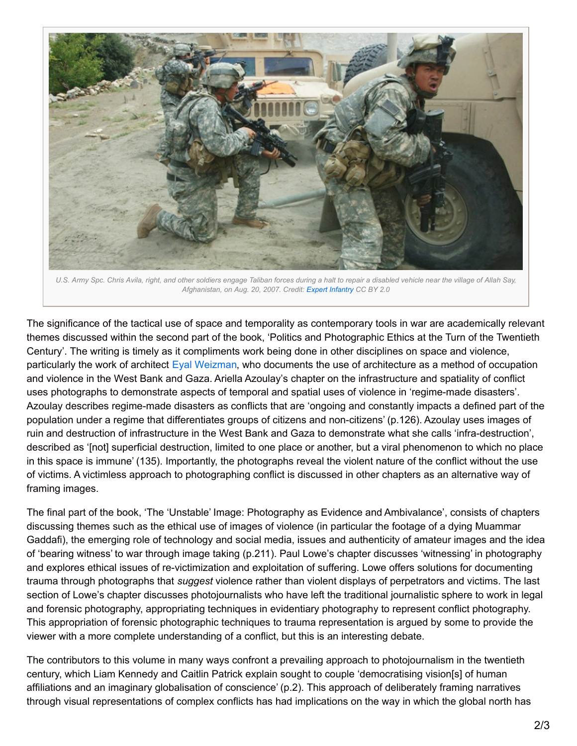U.S. Army Spc. Chris Avila, right, and other soldiers engage Taliban forces during a halt to repair a disabled vehicle near the village of Allah Say, Afghanistan, on Aug. 20, 2007. Credit: *Expert Infantry* CC BY 2.0

The significance of the tactical use of space and temporality as contemporary tools in war are academically relevant themes discussed within the second part of the book, 'Politics and Photographic Ethics at the Turn of the Twentieth Century'. The writing is timely as it compliments work being done in other disciplines on space and violence, particularly the work of architect Eyal Weizman, who documents the use of architecture as a method of occupation and violence in the West Bank and Gaza. Ariella Azoulay's chapter on the infrastructure and spatiality of conflict uses photographs to demonstrate aspects of temporal and spatial uses of violence in 'regime-made disasters'. Azoulay describes regime-made disasters as conflicts that are 'ongoing and constantly impacts a defined part of the population under a regime that differentiates groups of citizens and non-citizens' (p.126). Azoulay uses images of ruin and destruction of infrastructure in the West Bank and Gaza to demonstrate what she calls 'infra-destruction', described as '[not] superficial destruction, limited to one place or another, but a viral phenomenon to which no place in this space is immune' (135). Importantly, the photographs reveal the violent nature of the conflict without the use of victims. A victimless approach to photographing conflict is discussed in other chapters as an alternative way of framing images.

The final part of the book, 'The 'Unstable' Image: Photography as Evidence and Ambivalance', consists of chapters discussing themes such as the ethical use of images of violence (in particular the footage of a dying Muammar Gaddafi), the emerging role of technology and social media, issues and authenticity of amateur images and the idea of 'bearing witness' to war through image taking (p.211). Paul Lowe's chapter discusses 'witnessing' in photography and explores ethical issues of re-victimization and exploitation of suffering. Lowe offers solutions for documenting trauma through photographs that *suggest* violence rather than violent displays of perpetrators and victims. The last section of Lowe's chapter discusses photojournalists who have left the traditional journalistic sphere to work in legal and forensic photography, appropriating techniques in evidentiary photography to represent conflict photography. This appropriation of forensic photographic techniques to trauma representation is argued by some to provide the viewer with a more complete understanding of a conflict, but this is an interesting debate.

The contributors to this volume in many ways confront a prevailing approach to photojournalism in the twentieth century, which Liam Kennedy and Caitlin Patrick explain sought to couple 'democratising vision[s] of human affiliations and an imaginary globalisation of conscience' (p.2). This approach of deliberately framing narratives through visual representations of complex conflicts has had implications on the way in which the global north has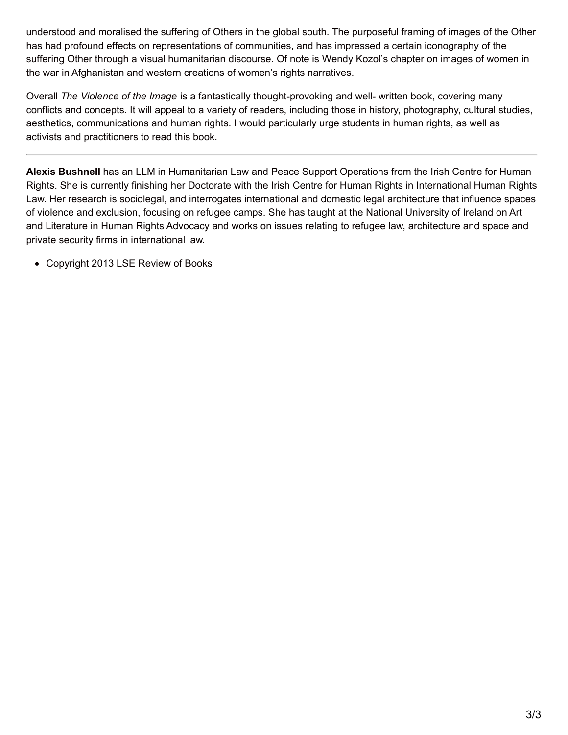understood and moralised the suffering of Others in the global south. The purposeful framing of images of the Other has had profound effects on representations of communities, and has impressed a certain iconography of the suffering Other through a visual humanitarian discourse. Of note is Wendy Kozol's chapter on images of women in the war in Afghanistan and western creations of women's rights narratives.

Overall *The Violence of the Image* is a fantastically thought-provoking and well- written book, covering many conflicts and concepts. It will appeal to a variety of readers, including those in history, photography, cultural studies, aesthetics, communications and human rights. I would particularly urge students in human rights, as well as activists and practitioners to read this book.

---

**Alexis Bushnell** has an LLM in Humanitarian Law and Peace Support Operations from the Irish Centre for Human Rights. She is currently finishing her Doctorate with the Irish Centre for Human Rights in International Human Rights Law. Her research is sociolegal, and interrogates international and domestic legal architecture that influence spaces of violence and exclusion, focusing on refugee camps. She has taught at the National University of Ireland on Art and Literature in Human Rights Advocacy and works on issues relating to refugee law, architecture and space and private security firms in international law.

- Copyright 2013 LSE Review of Books